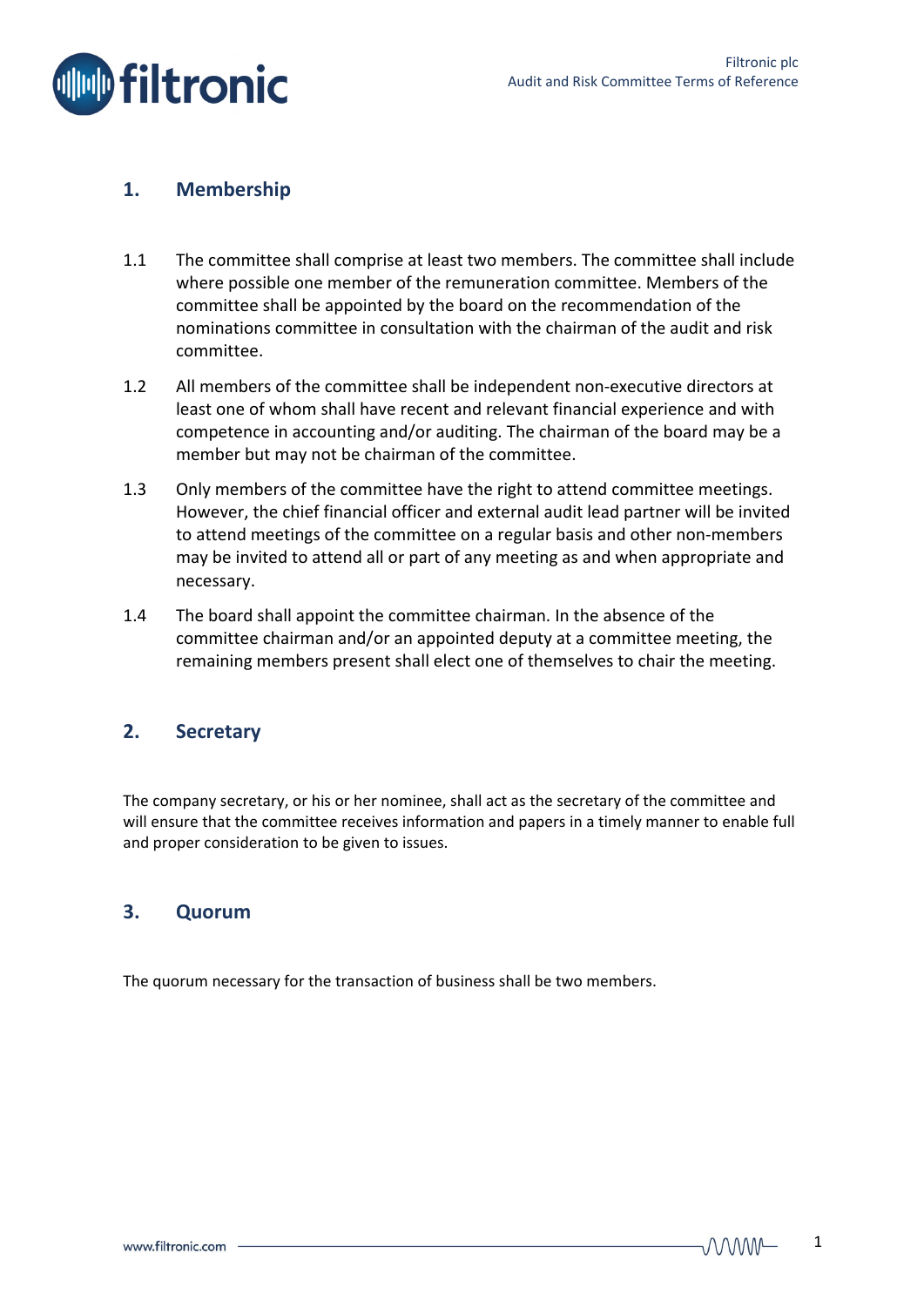## 1. Membership

1.1 The committee shall comprise at least two members. The committee shall include where possible one member of the remuneration committee. Members of the committee shall be appointed by the board on the recommendation of the nominations committee in consultation with the chairman of the audit and risk committee.

1.2 All members of the committee shall be independent non-executive directors at least one of whom shall have recent and relevant financial experience and with competence in accounting and/or auditing. The chairman of the board may be a member but may not be chairman of the committee.

1.3 Only members of the committee have the right to attend committee meetings. However, the chief financial officer and external audit lead partner will be invited to attend meetings of the committee on a regular basis and other non-members may be invited to attend all or part of any meeting as and when appropriate and necessary.

1.4 The board shall appoint the committee chairman. In the absence of the committee chairman and/or an appointed deputy at a committee meeting, the remaining members present shall elect one of themselves to chair the meeting.

## 2. Secretary

The company secretary, or his or her nominee, shall act as the secretary of the committee and will ensure that the committee receives information and papers in a timely manner to enable full and proper consideration to be given to issues.

## 3. Quorum

The quorum necessary for the transaction of business shall be two members.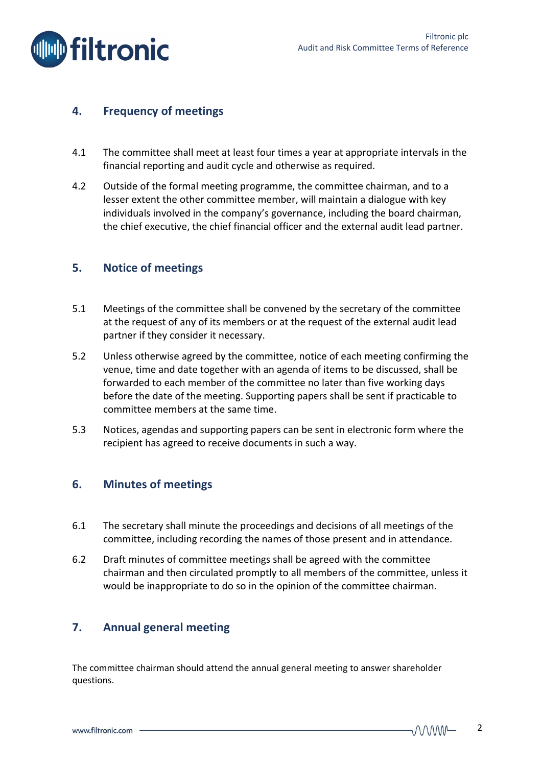## 4. Frequency of meetings

4.1 The committee shall meet at least four times a year at appropriate intervals in the financial reporting and audit cycle and otherwise as required.

4.2 Outside of the formal meeting programme, the committee chairman, and to a lesser extent the other committee member, will maintain a dialogue with key individuals involved in the company's governance, including the board chairman, the chief executive, the chief financial officer and the external audit lead partner.

## 5. Notice of meetings

5.1 Meetings of the committee shall be convened by the secretary of the committee at the request of any of its members or at the request of the external audit lead partner if they consider it necessary.

5.2 Unless otherwise agreed by the committee, notice of each meeting confirming the venue, time and date together with an agenda of items to be discussed, shall be forwarded to each member of the committee no later than five working days before the date of the meeting. Supporting papers shall be sent if practicable to committee members at the same time.

5.3 Notices, agendas and supporting papers can be sent in electronic form where the recipient has agreed to receive documents in such a way.

## 6. Minutes of meetings

6.1 The secretary shall minute the proceedings and decisions of all meetings of the committee, including recording the names of those present and in attendance.

6.2 Draft minutes of committee meetings shall be agreed with the committee chairman and then circulated promptly to all members of the committee, unless it would be inappropriate to do so in the opinion of the committee chairman.

## 7. Annual general meeting

The committee chairman should attend the annual general meeting to answer shareholder questions.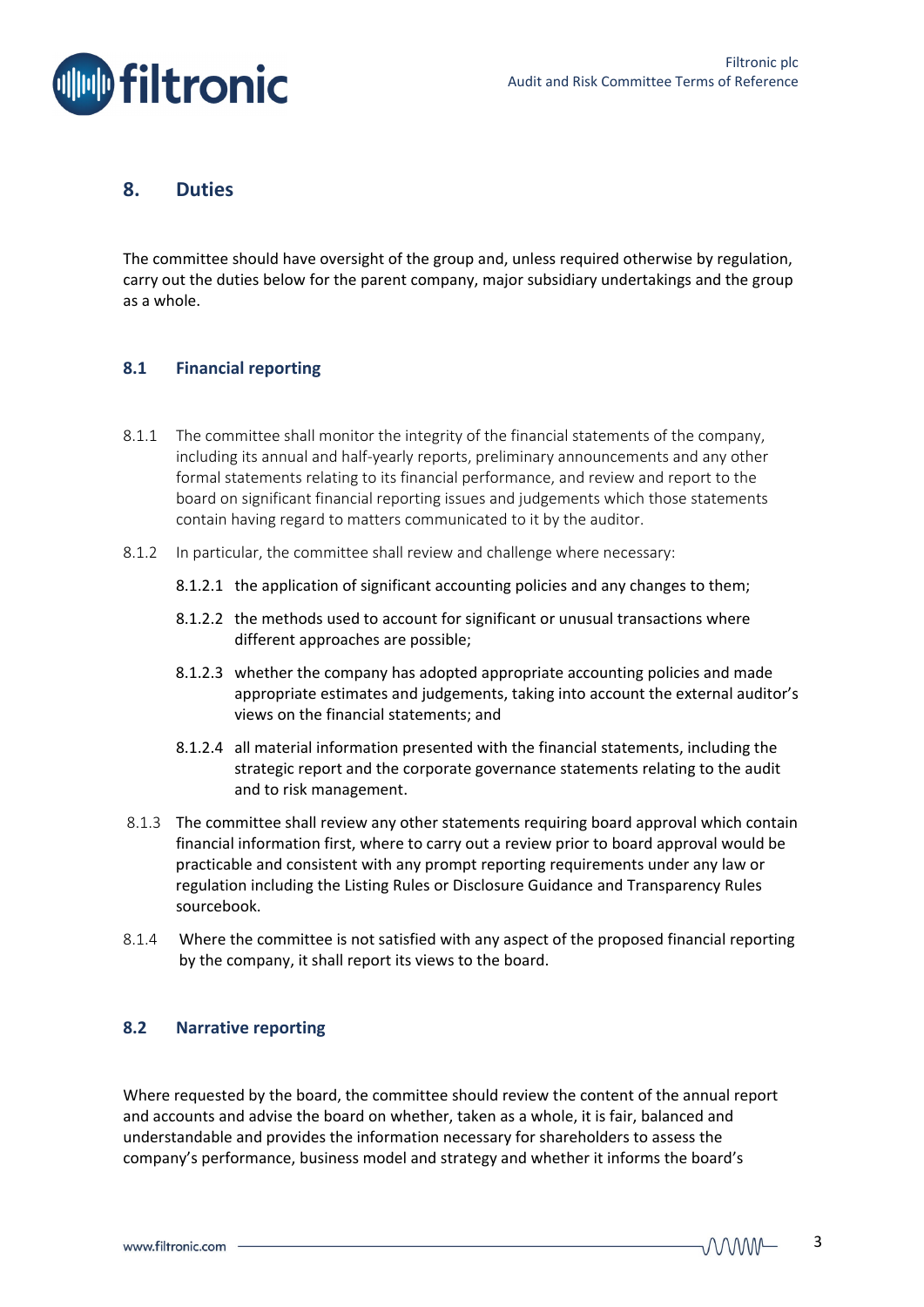## 8. Duties

The committee should have oversight of the group and, unless required otherwise by regulation, carry out the duties below for the parent company, major subsidiary undertakings and the group as a whole.

### 8.1 Financial reporting

8.1.1 The committee shall monitor the integrity of the financial statements of the company, including its annual and half-yearly reports, preliminary announcements and any other formal statements relating to its financial performance, and review and report to the board on significant financial reporting issues and judgements which those statements contain having regard to matters communicated to it by the auditor.

8.1.2 In particular, the committee shall review and challenge where necessary:

8.1.2.1 the application of significant accounting policies and any changes to them;

8.1.2.2 the methods used to account for significant or unusual transactions where different approaches are possible;

8.1.2.3 whether the company has adopted appropriate accounting policies and made appropriate estimates and judgements, taking into account the external auditor's views on the financial statements; and

8.1.2.4 all material information presented with the financial statements, including the strategic report and the corporate governance statements relating to the audit and to risk management.

8.1.3 The committee shall review any other statements requiring board approval which contain financial information first, where to carry out a review prior to board approval would be practicable and consistent with any prompt reporting requirements under any law or regulation including the Listing Rules or Disclosure Guidance and Transparency Rules sourcebook.

8.1.4 Where the committee is not satisfied with any aspect of the proposed financial reporting by the company, it shall report its views to the board.

### 8.2 Narrative reporting

Where requested by the board, the committee should review the content of the annual report and accounts and advise the board on whether, taken as a whole, it is fair, balanced and understandable and provides the information necessary for shareholders to assess the company's performance, business model and strategy and whether it informs the board's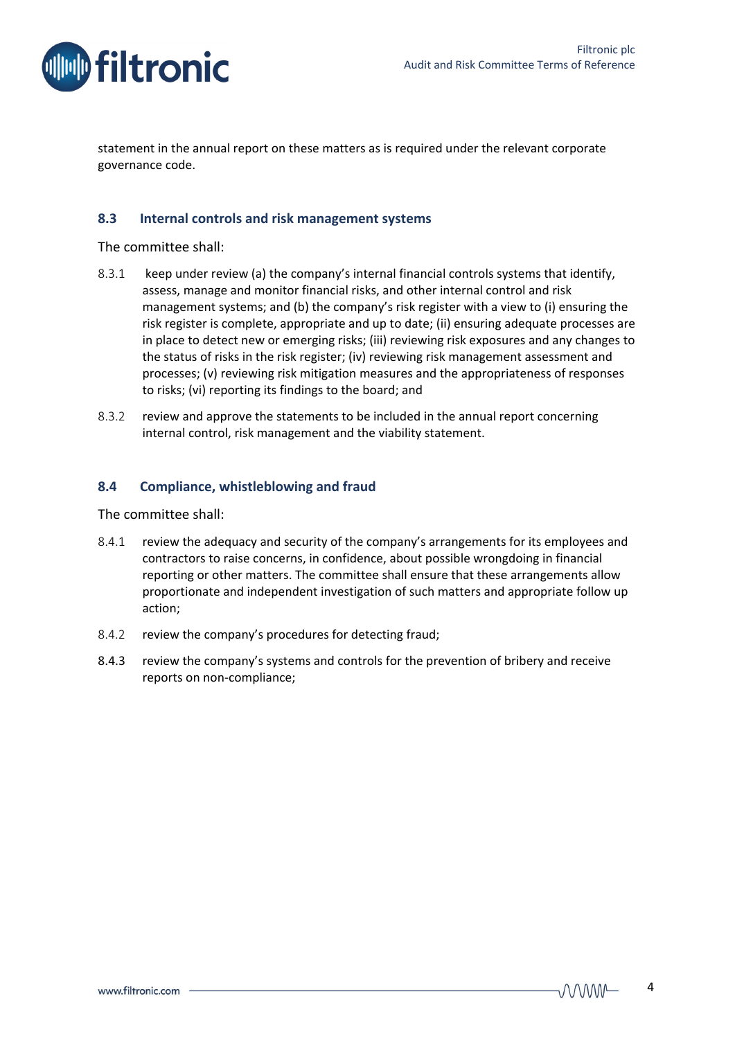statement in the annual report on these matters as is required under the relevant corporate governance code.

### 8.3 Internal controls and risk management systems

The committee shall:

8.3.1 keep under review (a) the company's internal financial controls systems that identify, assess, manage and monitor financial risks, and other internal control and risk management systems; and (b) the company's risk register with a view to (i) ensuring the risk register is complete, appropriate and up to date; (ii) ensuring adequate processes are in place to detect new or emerging risks; (iii) reviewing risk exposures and any changes to the status of risks in the risk register; (iv) reviewing risk management assessment and processes; (v) reviewing risk mitigation measures and the appropriateness of responses to risks; (vi) reporting its findings to the board; and

8.3.2 review and approve the statements to be included in the annual report concerning internal control, risk management and the viability statement.

### 8.4 Compliance, whistleblowing and fraud

The committee shall:

8.4.1 review the adequacy and security of the company's arrangements for its employees and contractors to raise concerns, in confidence, about possible wrongdoing in financial reporting or other matters. The committee shall ensure that these arrangements allow proportionate and independent investigation of such matters and appropriate follow up action;

8.4.2 review the company's procedures for detecting fraud;

8.4.3 review the company's systems and controls for the prevention of bribery and receive reports on non-compliance;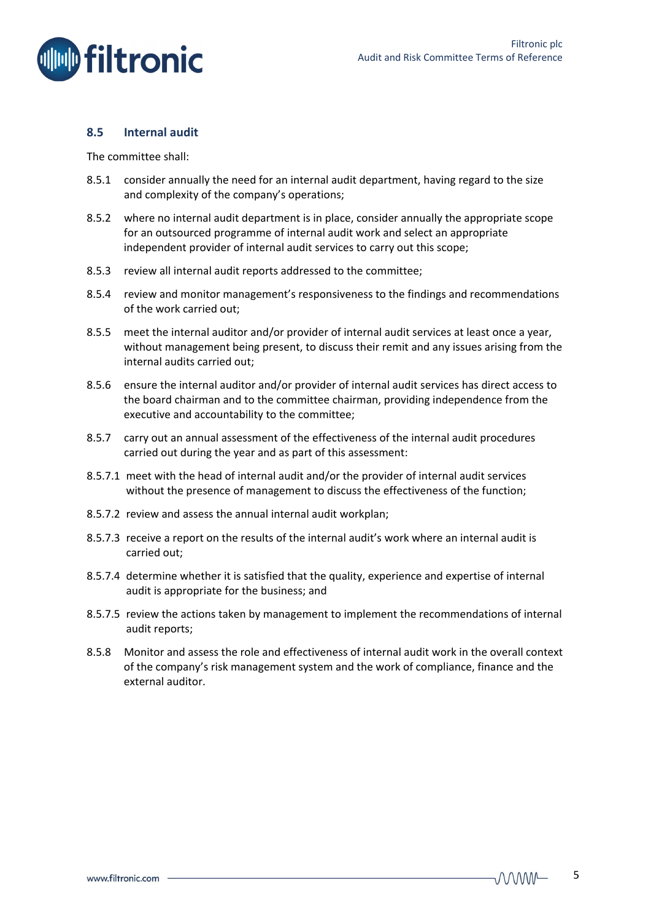### 8.5 Internal audit

The committee shall:

8.5.1 consider annually the need for an internal audit department, having regard to the size and complexity of the company's operations;

8.5.2 where no internal audit department is in place, consider annually the appropriate scope for an outsourced programme of internal audit work and select an appropriate independent provider of internal audit services to carry out this scope;

8.5.3 review all internal audit reports addressed to the committee;

8.5.4 review and monitor management's responsiveness to the findings and recommendations of the work carried out;

8.5.5 meet the internal auditor and/or provider of internal audit services at least once a year, without management being present, to discuss their remit and any issues arising from the internal audits carried out;

8.5.6 ensure the internal auditor and/or provider of internal audit services has direct access to the board chairman and to the committee chairman, providing independence from the executive and accountability to the committee;

8.5.7 carry out an annual assessment of the effectiveness of the internal audit procedures carried out during the year and as part of this assessment:

8.5.7.1 meet with the head of internal audit and/or the provider of internal audit services without the presence of management to discuss the effectiveness of the function;

8.5.7.2 review and assess the annual internal audit workplan;

8.5.7.3 receive a report on the results of the internal audit's work where an internal audit is carried out;

8.5.7.4 determine whether it is satisfied that the quality, experience and expertise of internal audit is appropriate for the business; and

8.5.7.5 review the actions taken by management to implement the recommendations of internal audit reports;

8.5.8 Monitor and assess the role and effectiveness of internal audit work in the overall context of the company's risk management system and the work of compliance, finance and the external auditor.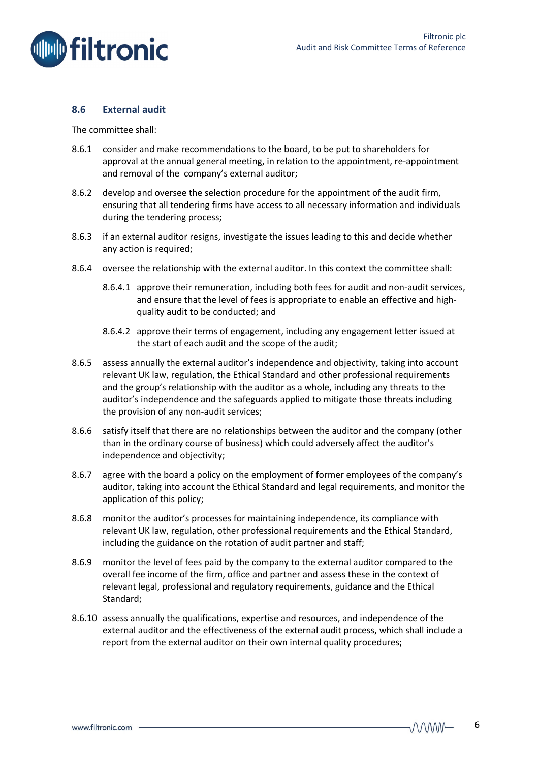## 8.6 External audit

The committee shall:

8.6.1 consider and make recommendations to the board, to be put to shareholders for approval at the annual general meeting, in relation to the appointment, re-appointment and removal of the company's external auditor;

8.6.2 develop and oversee the selection procedure for the appointment of the audit firm, ensuring that all tendering firms have access to all necessary information and individuals during the tendering process;

8.6.3 if an external auditor resigns, investigate the issues leading to this and decide whether any action is required;

8.6.4 oversee the relationship with the external auditor. In this context the committee shall:

- 8.6.4.1 approve their remuneration, including both fees for audit and non-audit services, and ensure that the level of fees is appropriate to enable an effective and high-quality audit to be conducted; and
- 8.6.4.2 approve their terms of engagement, including any engagement letter issued at the start of each audit and the scope of the audit;

8.6.5 assess annually the external auditor's independence and objectivity, taking into account relevant UK law, regulation, the Ethical Standard and other professional requirements and the group's relationship with the auditor as a whole, including any threats to the auditor's independence and the safeguards applied to mitigate those threats including the provision of any non-audit services;

8.6.6 satisfy itself that there are no relationships between the auditor and the company (other than in the ordinary course of business) which could adversely affect the auditor's independence and objectivity;

8.6.7 agree with the board a policy on the employment of former employees of the company's auditor, taking into account the Ethical Standard and legal requirements, and monitor the application of this policy;

8.6.8 monitor the auditor's processes for maintaining independence, its compliance with relevant UK law, regulation, other professional requirements and the Ethical Standard, including the guidance on the rotation of audit partner and staff;

8.6.9 monitor the level of fees paid by the company to the external auditor compared to the overall fee income of the firm, office and partner and assess these in the context of relevant legal, professional and regulatory requirements, guidance and the Ethical Standard;

8.6.10 assess annually the qualifications, expertise and resources, and independence of the external auditor and the effectiveness of the external audit process, which shall include a report from the external auditor on their own internal quality procedures;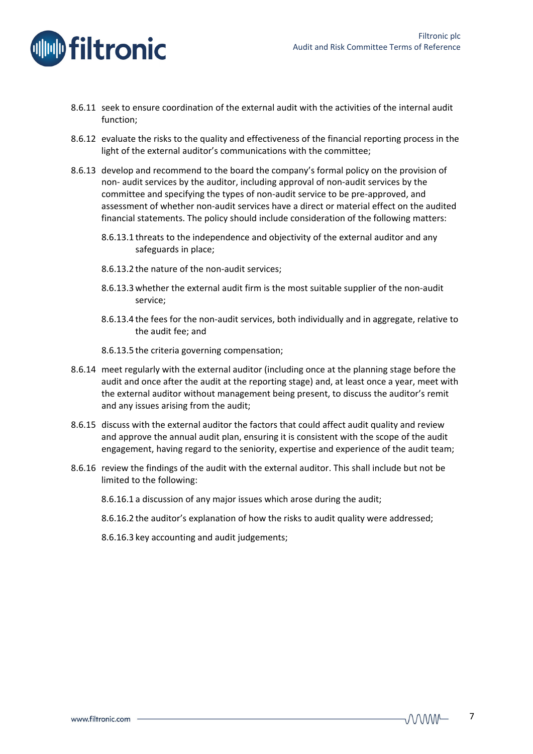8.6.11 seek to ensure coordination of the external audit with the activities of the internal audit function;

8.6.12 evaluate the risks to the quality and effectiveness of the financial reporting process in the light of the external auditor's communications with the committee;

8.6.13 develop and recommend to the board the company's formal policy on the provision of non- audit services by the auditor, including approval of non-audit services by the committee and specifying the types of non-audit service to be pre-approved, and assessment of whether non-audit services have a direct or material effect on the audited financial statements. The policy should include consideration of the following matters:

8.6.13.1 threats to the independence and objectivity of the external auditor and any safeguards in place;

8.6.13.2 the nature of the non-audit services;

8.6.13.3 whether the external audit firm is the most suitable supplier of the non-audit service;

8.6.13.4 the fees for the non-audit services, both individually and in aggregate, relative to the audit fee; and

8.6.13.5 the criteria governing compensation;

8.6.14 meet regularly with the external auditor (including once at the planning stage before the audit and once after the audit at the reporting stage) and, at least once a year, meet with the external auditor without management being present, to discuss the auditor's remit and any issues arising from the audit;

8.6.15 discuss with the external auditor the factors that could affect audit quality and review and approve the annual audit plan, ensuring it is consistent with the scope of the audit engagement, having regard to the seniority, expertise and experience of the audit team;

8.6.16 review the findings of the audit with the external auditor. This shall include but not be limited to the following:

8.6.16.1 a discussion of any major issues which arose during the audit;

8.6.16.2 the auditor's explanation of how the risks to audit quality were addressed;

8.6.16.3 key accounting and audit judgements;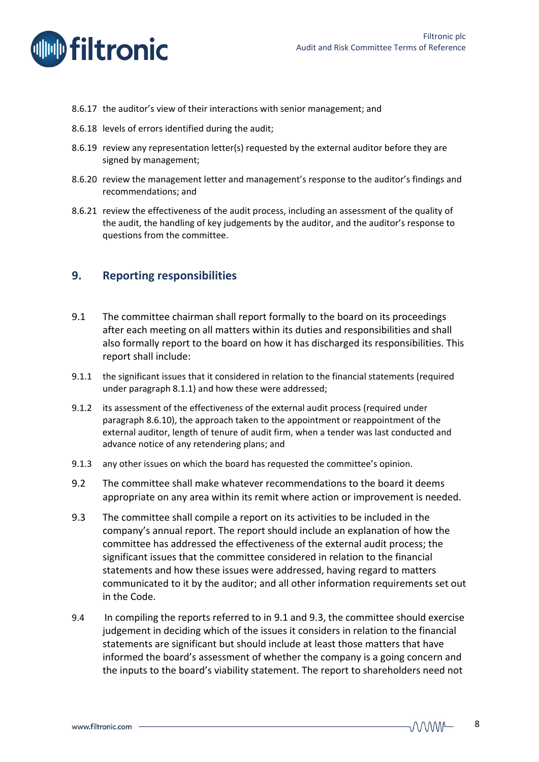8.6.17 the auditor's view of their interactions with senior management; and

8.6.18 levels of errors identified during the audit;

8.6.19 review any representation letter(s) requested by the external auditor before they are signed by management;

8.6.20 review the management letter and management's response to the auditor's findings and recommendations; and

8.6.21 review the effectiveness of the audit process, including an assessment of the quality of the audit, the handling of key judgements by the auditor, and the auditor's response to questions from the committee.

## 9. Reporting responsibilities

9.1 The committee chairman shall report formally to the board on its proceedings after each meeting on all matters within its duties and responsibilities and shall also formally report to the board on how it has discharged its responsibilities. This report shall include:

9.1.1 the significant issues that it considered in relation to the financial statements (required under paragraph 8.1.1) and how these were addressed;

9.1.2 its assessment of the effectiveness of the external audit process (required under paragraph 8.6.10), the approach taken to the appointment or reappointment of the external auditor, length of tenure of audit firm, when a tender was last conducted and advance notice of any retendering plans; and

9.1.3 any other issues on which the board has requested the committee's opinion.

9.2 The committee shall make whatever recommendations to the board it deems appropriate on any area within its remit where action or improvement is needed.

9.3 The committee shall compile a report on its activities to be included in the company's annual report. The report should include an explanation of how the committee has addressed the effectiveness of the external audit process; the significant issues that the committee considered in relation to the financial statements and how these issues were addressed, having regard to matters communicated to it by the auditor; and all other information requirements set out in the Code.

9.4 In compiling the reports referred to in 9.1 and 9.3, the committee should exercise judgement in deciding which of the issues it considers in relation to the financial statements are significant but should include at least those matters that have informed the board's assessment of whether the company is a going concern and the inputs to the board's viability statement. The report to shareholders need not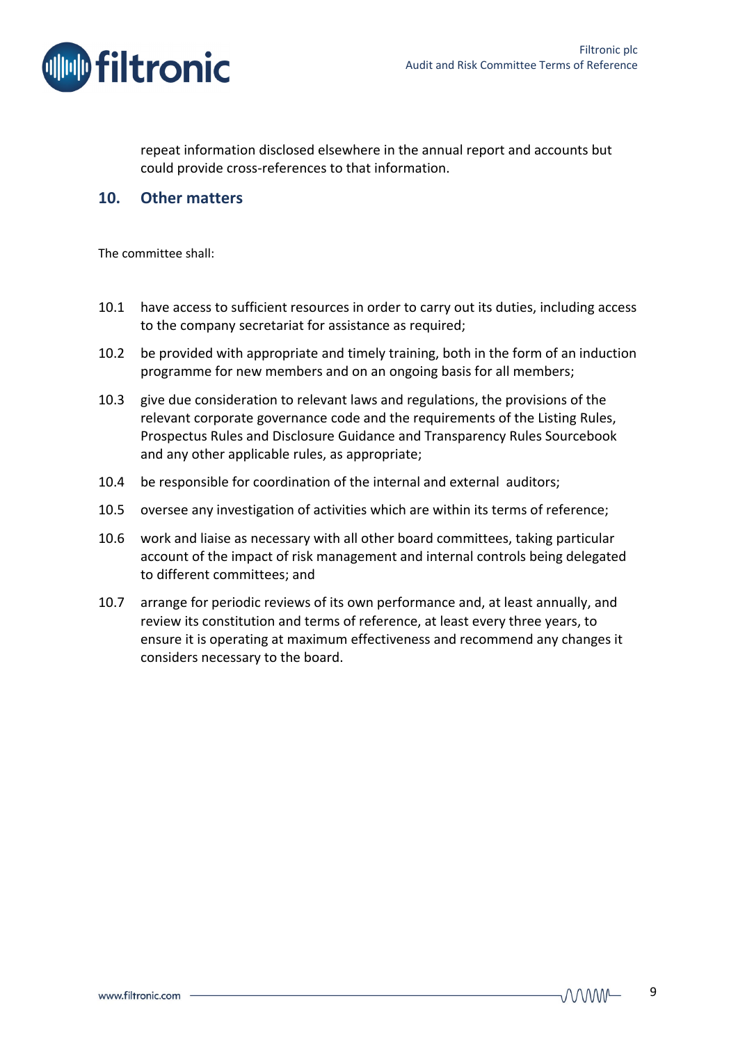repeat information disclosed elsewhere in the annual report and accounts but could provide cross-references to that information.

## 10. Other matters

The committee shall:

10.1 have access to sufficient resources in order to carry out its duties, including access to the company secretariat for assistance as required;

10.2 be provided with appropriate and timely training, both in the form of an induction programme for new members and on an ongoing basis for all members;

10.3 give due consideration to relevant laws and regulations, the provisions of the relevant corporate governance code and the requirements of the Listing Rules, Prospectus Rules and Disclosure Guidance and Transparency Rules Sourcebook and any other applicable rules, as appropriate;

10.4 be responsible for coordination of the internal and external auditors;

10.5 oversee any investigation of activities which are within its terms of reference;

10.6 work and liaise as necessary with all other board committees, taking particular account of the impact of risk management and internal controls being delegated to different committees; and

10.7 arrange for periodic reviews of its own performance and, at least annually, and review its constitution and terms of reference, at least every three years, to ensure it is operating at maximum effectiveness and recommend any changes it considers necessary to the board.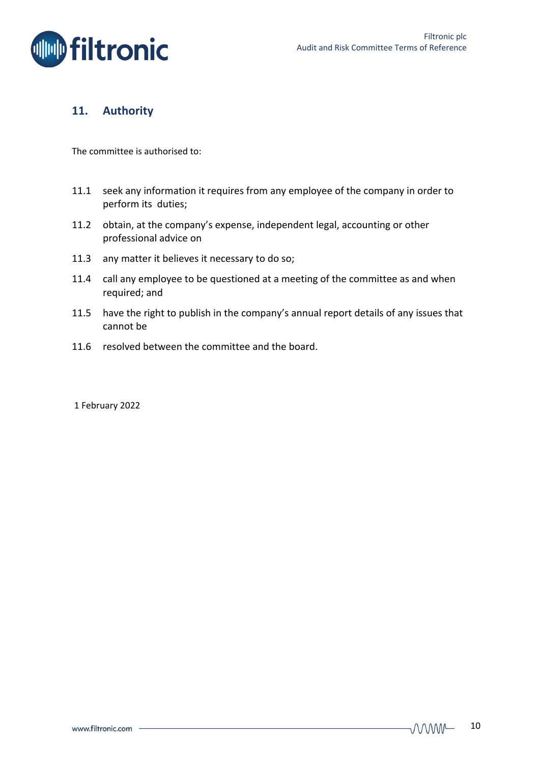## 11. Authority

The committee is authorised to:

11.1 seek any information it requires from any employee of the company in order to perform its duties;

11.2 obtain, at the company's expense, independent legal, accounting or other professional advice on

11.3 any matter it believes it necessary to do so;

11.4 call any employee to be questioned at a meeting of the committee as and when required; and

11.5 have the right to publish in the company's annual report details of any issues that cannot be

11.6 resolved between the committee and the board.

1 February 2022